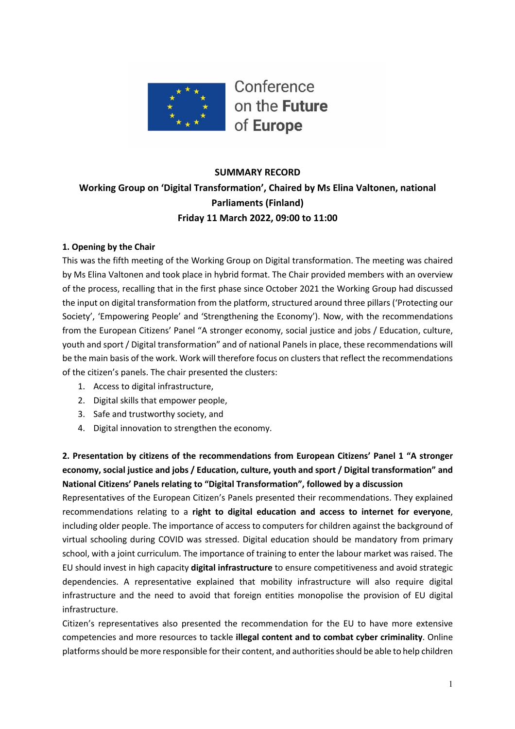Conference on the **Future** of **Europe**

**SUMMARY RECORD**

**Working Group on 'Digital Transformation', Chaired by Ms Elina Valtonen, national Parliaments (Finland)**

**Friday 11 March 2022, 09:00 to 11:00**

**1. Opening by the Chair**

This was the fifth meeting of the Working Group on Digital transformation. The meeting was chaired by Ms Elina Valtonen and took place in hybrid format. The Chair provided members with an overview of the process, recalling that in the first phase since October 2021 the Working Group had discussed the input on digital transformation from the platform, structured around three pillars ('Protecting our Society', 'Empowering People' and 'Strengthening the Economy'). Now, with the recommendations from the European Citizens' Panel "A stronger economy, social justice and jobs / Education, culture, youth and sport / Digital transformation" and of national Panels in place, these recommendations will be the main basis of the work. Work will therefore focus on clusters that reflect the recommendations of the citizen's panels. The chair presented the clusters:

1. Access to digital infrastructure,
2. Digital skills that empower people,
3. Safe and trustworthy society, and
4. Digital innovation to strengthen the economy.

**2. Presentation by citizens of the recommendations from European Citizens' Panel 1 "A stronger economy, social justice and jobs / Education, culture, youth and sport / Digital transformation" and National Citizens' Panels relating to "Digital Transformation", followed by a discussion**

Representatives of the European Citizen's Panels presented their recommendations. They explained recommendations relating to a **right to digital education and access to internet for everyone**, including older people. The importance of access to computers for children against the background of virtual schooling during COVID was stressed. Digital education should be mandatory from primary school, with a joint curriculum. The importance of training to enter the labour market was raised. The EU should invest in high capacity **digital infrastructure** to ensure competitiveness and avoid strategic dependencies. A representative explained that mobility infrastructure will also require digital infrastructure and the need to avoid that foreign entities monopolise the provision of EU digital infrastructure.

Citizen's representatives also presented the recommendation for the EU to have more extensive competencies and more resources to tackle **illegal content and to combat cyber criminality**. Online platforms should be more responsible for their content, and authorities should be able to help children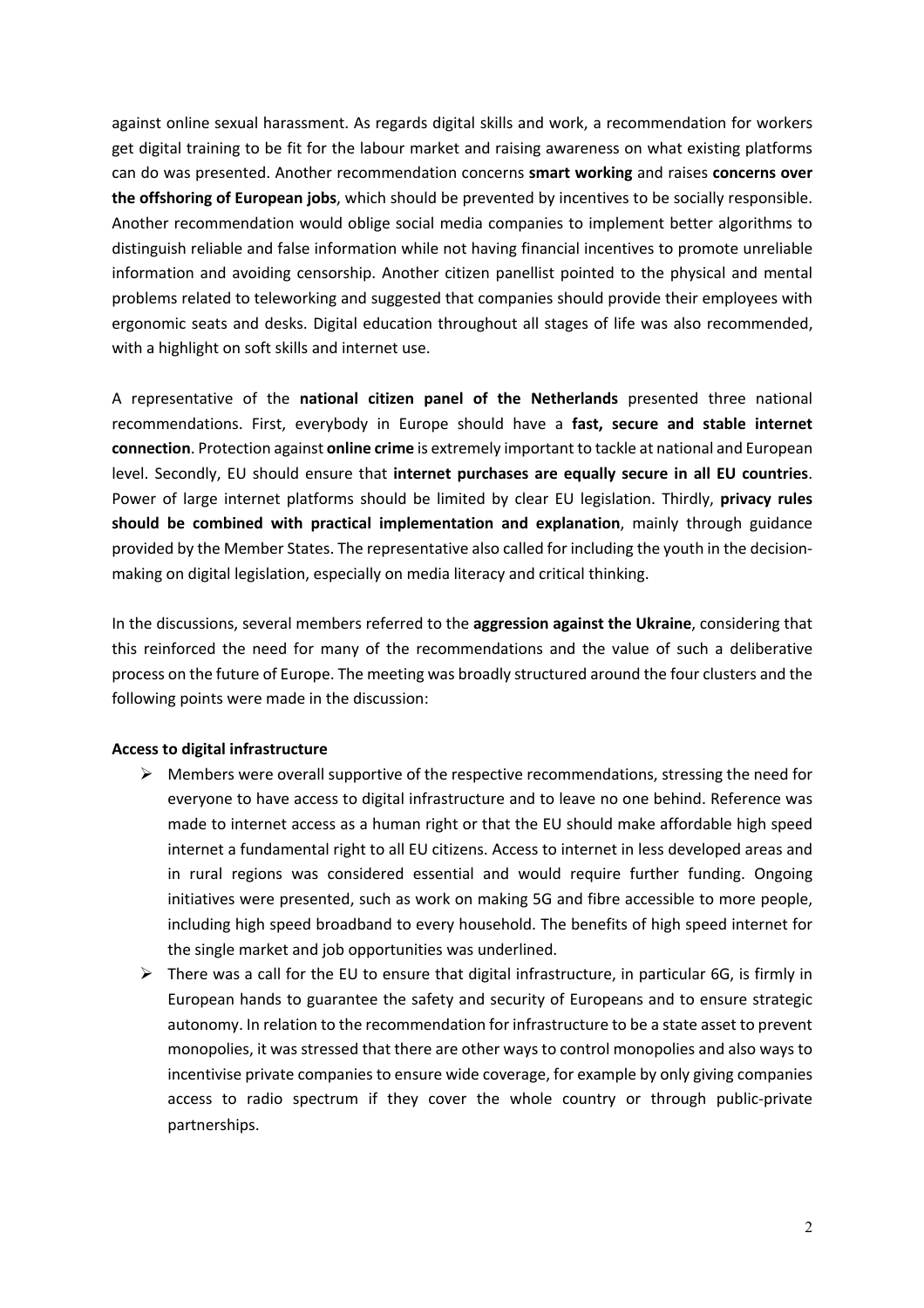against online sexual harassment. As regards digital skills and work, a recommendation for workers get digital training to be fit for the labour market and raising awareness on what existing platforms can do was presented. Another recommendation concerns **smart working** and raises **concerns over the offshoring of European jobs**, which should be prevented by incentives to be socially responsible. Another recommendation would oblige social media companies to implement better algorithms to distinguish reliable and false information while not having financial incentives to promote unreliable information and avoiding censorship. Another citizen panellist pointed to the physical and mental problems related to teleworking and suggested that companies should provide their employees with ergonomic seats and desks. Digital education throughout all stages of life was also recommended, with a highlight on soft skills and internet use.

A representative of the **national citizen panel of the Netherlands** presented three national recommendations. First, everybody in Europe should have a **fast, secure and stable internet connection**. Protection against **online crime** is extremely important to tackle at national and European level. Secondly, EU should ensure that **internet purchases are equally secure in all EU countries**. Power of large internet platforms should be limited by clear EU legislation. Thirdly, **privacy rules should be combined with practical implementation and explanation**, mainly through guidance provided by the Member States. The representative also called for including the youth in the decision-making on digital legislation, especially on media literacy and critical thinking.

In the discussions, several members referred to the **aggression against the Ukraine**, considering that this reinforced the need for many of the recommendations and the value of such a deliberative process on the future of Europe. The meeting was broadly structured around the four clusters and the following points were made in the discussion:

**Access to digital infrastructure**

- Members were overall supportive of the respective recommendations, stressing the need for everyone to have access to digital infrastructure and to leave no one behind. Reference was made to internet access as a human right or that the EU should make affordable high speed internet a fundamental right to all EU citizens. Access to internet in less developed areas and in rural regions was considered essential and would require further funding. Ongoing initiatives were presented, such as work on making 5G and fibre accessible to more people, including high speed broadband to every household. The benefits of high speed internet for the single market and job opportunities was underlined.
- There was a call for the EU to ensure that digital infrastructure, in particular 6G, is firmly in European hands to guarantee the safety and security of Europeans and to ensure strategic autonomy. In relation to the recommendation for infrastructure to be a state asset to prevent monopolies, it was stressed that there are other ways to control monopolies and also ways to incentivise private companies to ensure wide coverage, for example by only giving companies access to radio spectrum if they cover the whole country or through public-private partnerships.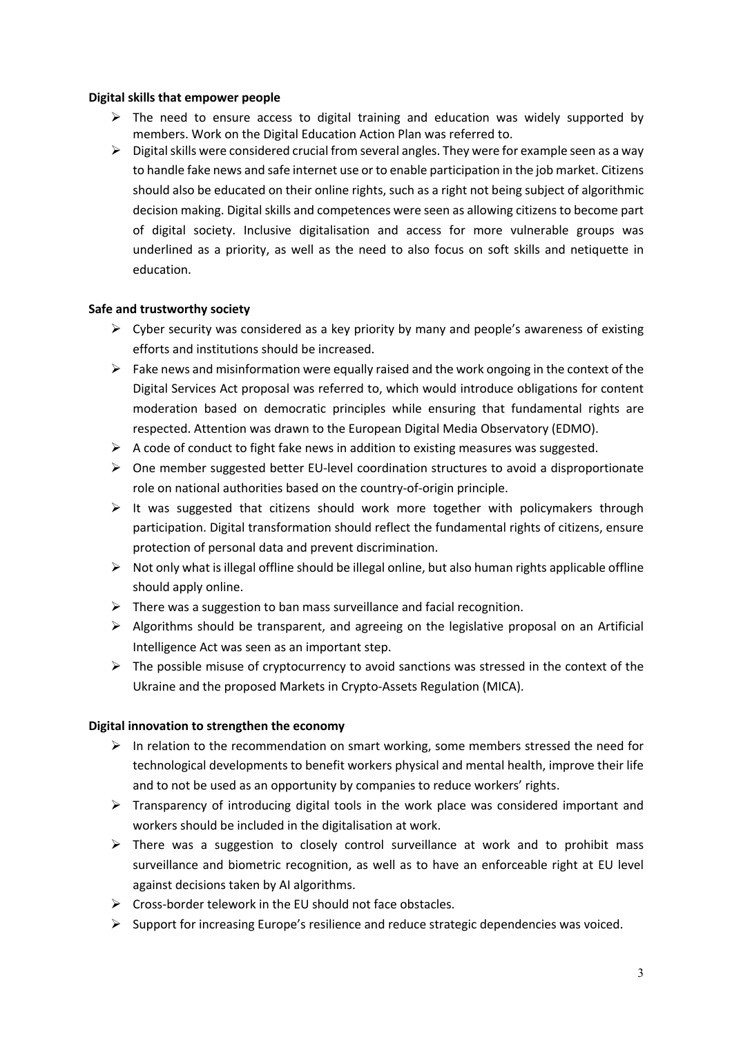**Digital skills that empower people**

- The need to ensure access to digital training and education was widely supported by members. Work on the Digital Education Action Plan was referred to.
- Digital skills were considered crucial from several angles. They were for example seen as a way to handle fake news and safe internet use or to enable participation in the job market. Citizens should also be educated on their online rights, such as a right not being subject of algorithmic decision making. Digital skills and competences were seen as allowing citizens to become part of digital society. Inclusive digitalisation and access for more vulnerable groups was underlined as a priority, as well as the need to also focus on soft skills and netiquette in education.

**Safe and trustworthy society**

- Cyber security was considered as a key priority by many and people's awareness of existing efforts and institutions should be increased.
- Fake news and misinformation were equally raised and the work ongoing in the context of the Digital Services Act proposal was referred to, which would introduce obligations for content moderation based on democratic principles while ensuring that fundamental rights are respected. Attention was drawn to the European Digital Media Observatory (EDMO).
- A code of conduct to fight fake news in addition to existing measures was suggested.
- One member suggested better EU-level coordination structures to avoid a disproportionate role on national authorities based on the country-of-origin principle.
- It was suggested that citizens should work more together with policymakers through participation. Digital transformation should reflect the fundamental rights of citizens, ensure protection of personal data and prevent discrimination.
- Not only what is illegal offline should be illegal online, but also human rights applicable offline should apply online.
- There was a suggestion to ban mass surveillance and facial recognition.
- Algorithms should be transparent, and agreeing on the legislative proposal on an Artificial Intelligence Act was seen as an important step.
- The possible misuse of cryptocurrency to avoid sanctions was stressed in the context of the Ukraine and the proposed Markets in Crypto-Assets Regulation (MICA).

**Digital innovation to strengthen the economy**

- In relation to the recommendation on smart working, some members stressed the need for technological developments to benefit workers physical and mental health, improve their life and to not be used as an opportunity by companies to reduce workers' rights.
- Transparency of introducing digital tools in the work place was considered important and workers should be included in the digitalisation at work.
- There was a suggestion to closely control surveillance at work and to prohibit mass surveillance and biometric recognition, as well as to have an enforceable right at EU level against decisions taken by AI algorithms.
- Cross-border telework in the EU should not face obstacles.
- Support for increasing Europe's resilience and reduce strategic dependencies was voiced.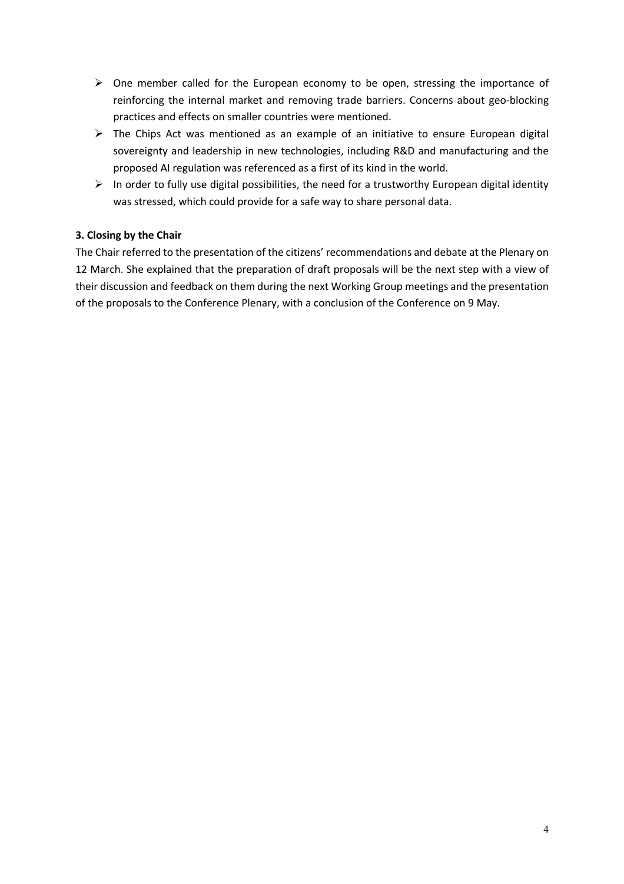- One member called for the European economy to be open, stressing the importance of reinforcing the internal market and removing trade barriers. Concerns about geo-blocking practices and effects on smaller countries were mentioned.
- The Chips Act was mentioned as an example of an initiative to ensure European digital sovereignty and leadership in new technologies, including R&D and manufacturing and the proposed AI regulation was referenced as a first of its kind in the world.
- In order to fully use digital possibilities, the need for a trustworthy European digital identity was stressed, which could provide for a safe way to share personal data.

**3. Closing by the Chair**

The Chair referred to the presentation of the citizens' recommendations and debate at the Plenary on 12 March. She explained that the preparation of draft proposals will be the next step with a view of their discussion and feedback on them during the next Working Group meetings and the presentation of the proposals to the Conference Plenary, with a conclusion of the Conference on 9 May.